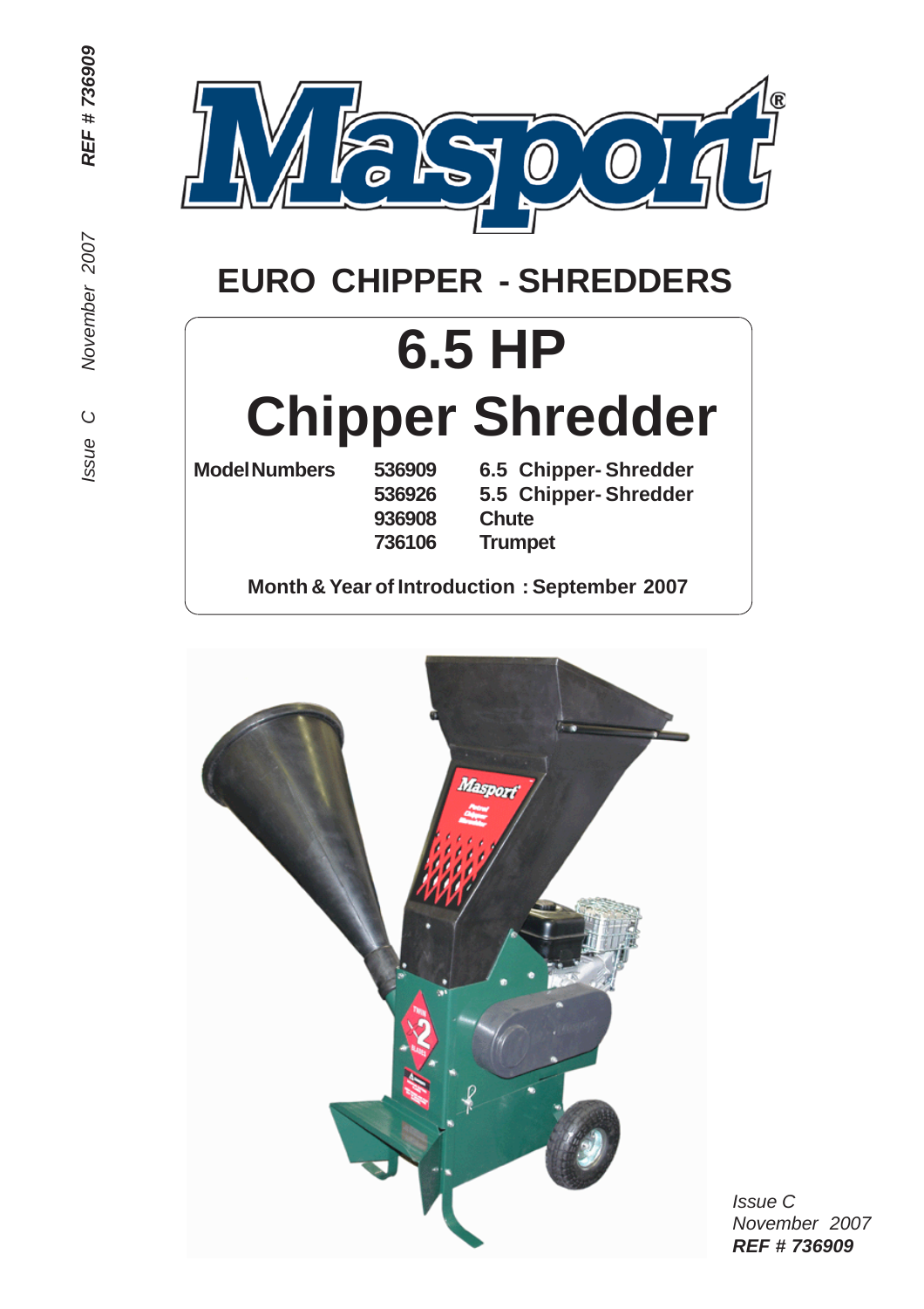# Masport

## EURO CHIPPER - SHREDDERS

# 6.5 HP
# Chipper Shredder

| Model Numbers | 536909 | 6.5 Chipper- Shredder |
|---|---|---|
| | 536926 | 5.5 Chipper- Shredder |
| | 936908 | Chute |
| | 736106 | Trumpet |

**Month & Year of Introduction : September 2007**

*Issue C*
*November 2007*
***REF # 736909***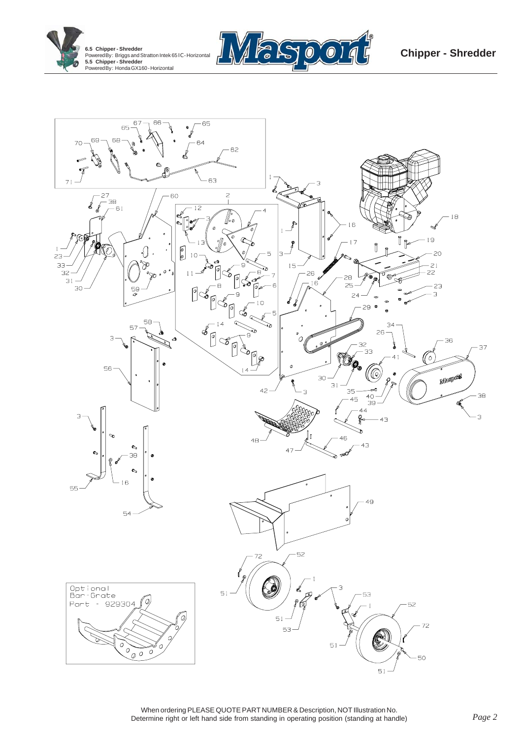**6.5 Chipper - Shredder**
Powered By: Briggs and Stratton Intek 65 IC - Horizontal
**5.5 Chipper - Shredder**
Powered By: Honda GX160 - Horizontal

# Chipper - Shredder

Optional Bar-Grate Part - 929304

When ordering PLEASE QUOTE PART NUMBER & Description, NOT Illustration No.
Determine right or left hand side from standing in operating position (standing at handle)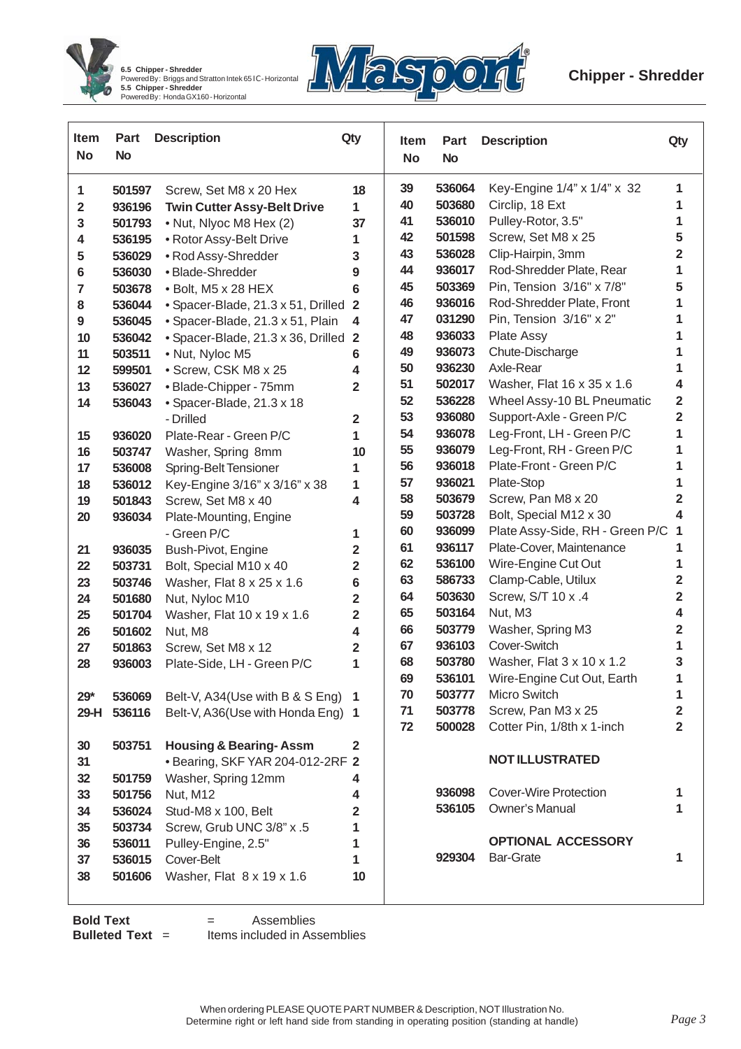6.5 Chipper - Shredder
Powered By: Briggs and Stratton Intek 65 I C - Horizontal
5.5 Chipper - Shredder
Powered By: Honda GX160 - Horizontal

# Chipper - Shredder

| Item No | Part No | Description | Qty |
|---|---|---|---|
| 1 | 501597 | Screw, Set M8 x 20 Hex | 18 |
| 2 | 936196 | **Twin Cutter Assy-Belt Drive** | 1 |
| 3 | 501793 | • Nut, Nlyoc M8 Hex (2) | 37 |
| 4 | 536195 | • Rotor Assy-Belt Drive | 1 |
| 5 | 536029 | • Rod Assy-Shredder | 3 |
| 6 | 536030 | • Blade-Shredder | 9 |
| 7 | 503678 | • Bolt, M5 x 28 HEX | 6 |
| 8 | 536044 | • Spacer-Blade, 21.3 x 51, Drilled | 2 |
| 9 | 536045 | • Spacer-Blade, 21.3 x 51, Plain | 4 |
| 10 | 536042 | • Spacer-Blade, 21.3 x 36, Drilled | 2 |
| 11 | 503511 | • Nut, Nyloc M5 | 6 |
| 12 | 599501 | • Screw, CSK M8 x 25 | 4 |
| 13 | 536027 | • Blade-Chipper - 75mm | 2 |
| 14 | 536043 | • Spacer-Blade, 21.3 x 18 - Drilled | 2 |
| 15 | 936020 | Plate-Rear - Green P/C | 1 |
| 16 | 503747 | Washer, Spring 8mm | 10 |
| 17 | 536008 | Spring-Belt Tensioner | 1 |
| 18 | 536012 | Key-Engine 3/16" x 3/16" x 38 | 1 |
| 19 | 501843 | Screw, Set M8 x 40 | 4 |
| 20 | 936034 | Plate-Mounting, Engine - Green P/C | 1 |
| 21 | 936035 | Bush-Pivot, Engine | 2 |
| 22 | 503731 | Bolt, Special M10 x 40 | 2 |
| 23 | 503746 | Washer, Flat 8 x 25 x 1.6 | 6 |
| 24 | 501680 | Nut, Nyloc M10 | 2 |
| 25 | 501704 | Washer, Flat 10 x 19 x 1.6 | 2 |
| 26 | 501602 | Nut, M8 | 4 |
| 27 | 501863 | Screw, Set M8 x 12 | 2 |
| 28 | 936003 | Plate-Side, LH - Green P/C | 1 |
| 29* | 536069 | Belt-V, A34(Use with B & S Eng) | 1 |
| 29-H | 536116 | Belt-V, A36(Use with Honda Eng) | 1 |
| 30 | 503751 | **Housing & Bearing- Assm** | 2 |
| 31 | | • Bearing, SKF YAR 204-012-2RF | 2 |
| 32 | 501759 | Washer, Spring 12mm | 4 |
| 33 | 501756 | Nut, M12 | 4 |
| 34 | 536024 | Stud-M8 x 100, Belt | 2 |
| 35 | 503734 | Screw, Grub UNC 3/8" x .5 | 1 |
| 36 | 536011 | Pulley-Engine, 2.5" | 1 |
| 37 | 536015 | Cover-Belt | 1 |
| 38 | 501606 | Washer, Flat 8 x 19 x 1.6 | 10 |
| 39 | 536064 | Key-Engine 1/4" x 1/4" x 32 | 1 |
| 40 | 503680 | Circlip, 18 Ext | 1 |
| 41 | 536010 | Pulley-Rotor, 3.5" | 1 |
| 42 | 501598 | Screw, Set M8 x 25 | 5 |
| 43 | 536028 | Clip-Hairpin, 3mm | 2 |
| 44 | 936017 | Rod-Shredder Plate, Rear | 1 |
| 45 | 503369 | Pin, Tension 3/16" x 7/8" | 5 |
| 46 | 936016 | Rod-Shredder Plate, Front | 1 |
| 47 | 031290 | Pin, Tension 3/16" x 2" | 1 |
| 48 | 936033 | Plate Assy | 1 |
| 49 | 936073 | Chute-Discharge | 1 |
| 50 | 936230 | Axle-Rear | 1 |
| 51 | 502017 | Washer, Flat 16 x 35 x 1.6 | 4 |
| 52 | 536228 | Wheel Assy-10 BL Pneumatic | 2 |
| 53 | 936080 | Support-Axle - Green P/C | 2 |
| 54 | 936078 | Leg-Front, LH - Green P/C | 1 |
| 55 | 936079 | Leg-Front, RH - Green P/C | 1 |
| 56 | 936018 | Plate-Front - Green P/C | 1 |
| 57 | 936021 | Plate-Stop | 1 |
| 58 | 503679 | Screw, Pan M8 x 20 | 2 |
| 59 | 503728 | Bolt, Special M12 x 30 | 4 |
| 60 | 936099 | Plate Assy-Side, RH - Green P/C | 1 |
| 61 | 936117 | Plate-Cover, Maintenance | 1 |
| 62 | 536100 | Wire-Engine Cut Out | 1 |
| 63 | 586733 | Clamp-Cable, Utilux | 2 |
| 64 | 503630 | Screw, S/T 10 x .4 | 2 |
| 65 | 503164 | Nut, M3 | 4 |
| 66 | 503779 | Washer, Spring M3 | 2 |
| 67 | 936103 | Cover-Switch | 1 |
| 68 | 503780 | Washer, Flat 3 x 10 x 1.2 | 3 |
| 69 | 536101 | Wire-Engine Cut Out, Earth | 1 |
| 70 | 503777 | Micro Switch | 1 |
| 71 | 503778 | Screw, Pan M3 x 25 | 2 |
| 72 | 500028 | Cotter Pin, 1/8th x 1-inch | 2 |
| | | **NOT ILLUSTRATED** | |
| | 936098 | Cover-Wire Protection | 1 |
| | 536105 | Owner's Manual | 1 |
| | | **OPTIONAL ACCESSORY** | |
| | 929304 | Bar-Grate | 1 |

**Bold Text** = Assemblies
**Bulleted Text** = Items included in Assemblies

When ordering PLEASE QUOTE PART NUMBER & Description, NOT Illustration No.
Determine right or left hand side from standing in operating position (standing at handle)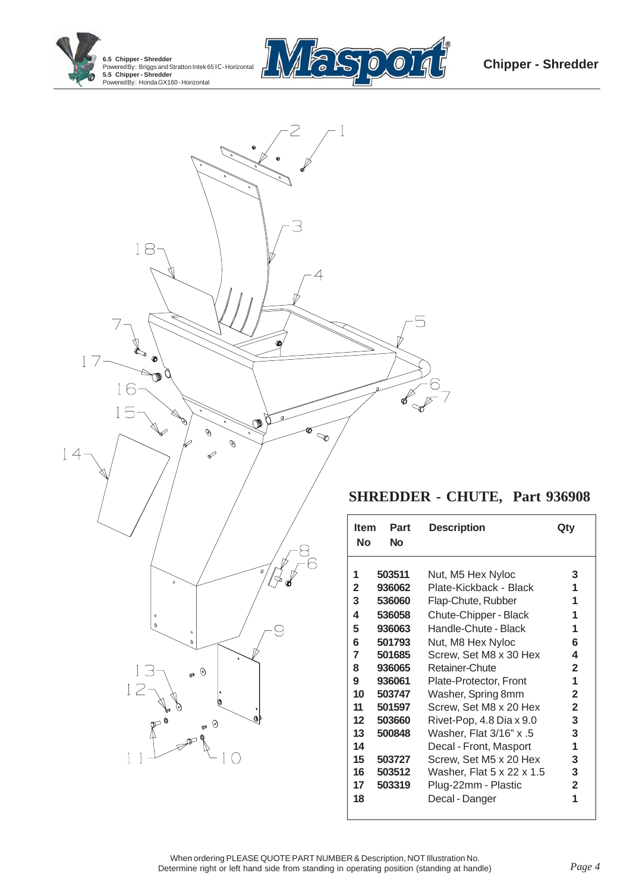## SHREDDER - CHUTE, Part 936908

| Item No | Part No | Description | Qty |
|---|---|---|---|
| 1 | 503511 | Nut, M5 Hex Nyloc | 3 |
| 2 | 936062 | Plate-Kickback - Black | 1 |
| 3 | 536060 | Flap-Chute, Rubber | 1 |
| 4 | 536058 | Chute-Chipper - Black | 1 |
| 5 | 936063 | Handle-Chute - Black | 1 |
| 6 | 501793 | Nut, M8 Hex Nyloc | 6 |
| 7 | 501685 | Screw, Set M8 x 30 Hex | 4 |
| 8 | 936065 | Retainer-Chute | 2 |
| 9 | 936061 | Plate-Protector, Front | 1 |
| 10 | 503747 | Washer, Spring 8mm | 2 |
| 11 | 501597 | Screw, Set M8 x 20 Hex | 2 |
| 12 | 503660 | Rivet-Pop, 4.8 Dia x 9.0 | 3 |
| 13 | 500848 | Washer, Flat 3/16" x .5 | 3 |
| 14 | | Decal - Front, Masport | 1 |
| 15 | 503727 | Screw, Set M5 x 20 Hex | 3 |
| 16 | 503512 | Washer, Flat 5 x 22 x 1.5 | 3 |
| 17 | 503319 | Plug-22mm - Plastic | 2 |
| 18 | | Decal - Danger | 1 |

When ordering PLEASE QUOTE PART NUMBER & Description, NOT Illustration No.
Determine right or left hand side from standing in operating position (standing at handle)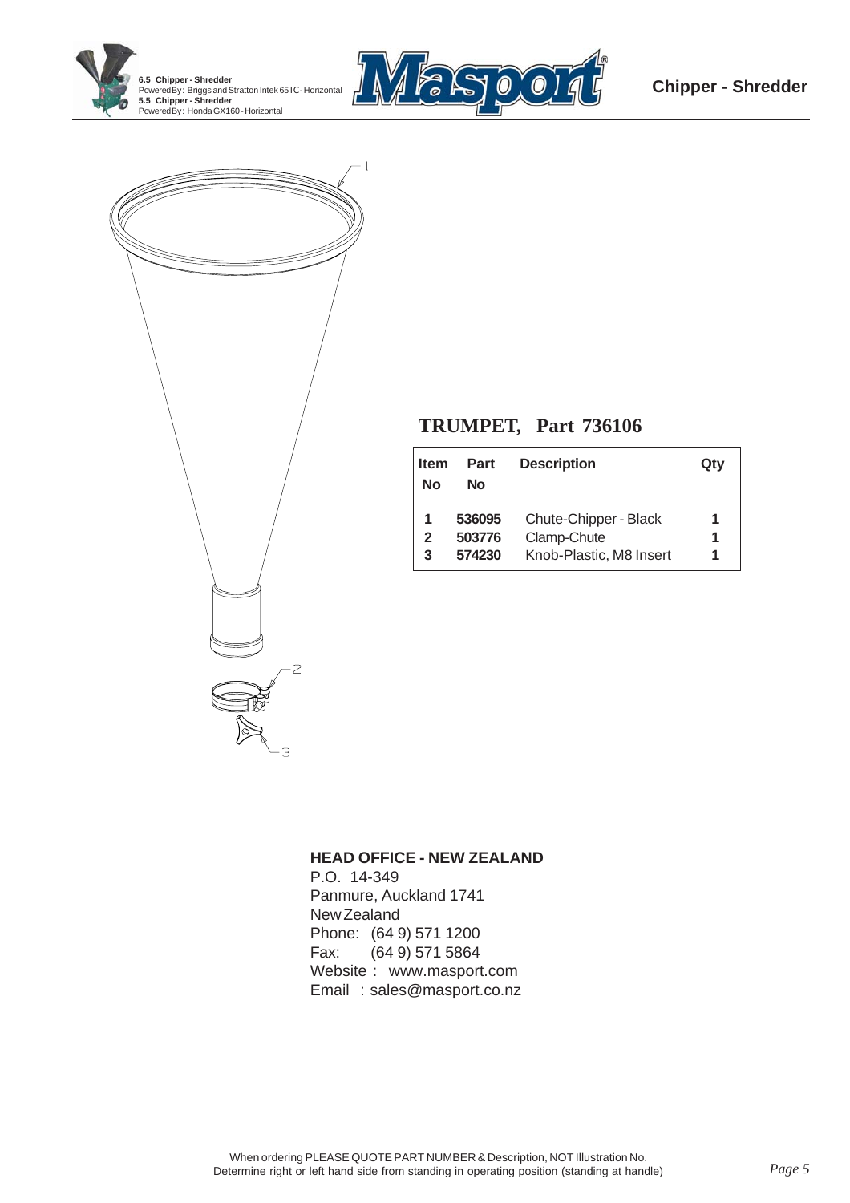## TRUMPET, Part 736106

| Item No | Part No | Description | Qty |
|---|---|---|---|
| 1 | 536095 | Chute-Chipper - Black | 1 |
| 2 | 503776 | Clamp-Chute | 1 |
| 3 | 574230 | Knob-Plastic, M8 Insert | 1 |

**HEAD OFFICE - NEW ZEALAND**

P.O. 14-349
Panmure, Auckland 1741
New Zealand
Phone: (64 9) 571 1200
Fax: (64 9) 571 5864
Website : www.masport.com
Email : sales@masport.co.nz